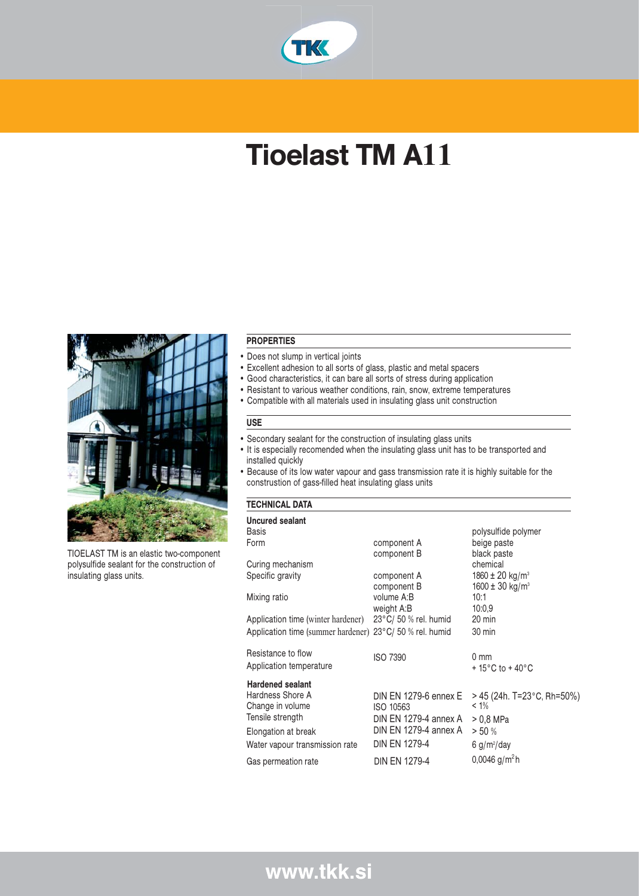# Tioelast TM A11

TIOELAST TM is an elastic two-component polysulfide sealant for the construction of insulating glass units.

## PROPERTIES

- Does not slump in vertical joints
- Excellent adhesion to all sorts of glass, plastic and metal spacers
- Good characteristics, it can bare all sorts of stress during application
- Resistant to various weather conditions, rain, snow, extreme temperatures
- Compatible with all materials used in insulating glass unit construction

## USE

- Secondary sealant for the construction of insulating glass units
- It is especially recomended when the insulating glass unit has to be transported and installed quickly
- Because of its low water vapour and gass transmission rate it is highly suitable for the construstion of gass-filled heat insulating glass units

## TECHNICAL DATA

| | | |
|---|---|---|
| **Uncured sealant** | | |
| Basis | | polysulfide polymer |
| Form | component A | beige paste |
| | component B | black paste |
| Curing mechanism | | chemical |
| Specific gravity | component A | 1860 ± 20 kg/m³ |
| | component B | 1600 ± 30 kg/m³ |
| Mixing ratio | volume A:B | 10:1 |
| | weight A:B | 10:0,9 |
| Application time (winter hardener) | 23°C/ 50 % rel. humid | 20 min |
| Application time (summer hardener) | 23°C/ 50 % rel. humid | 30 min |
| Resistance to flow | ISO 7390 | 0 mm |
| Application temperature | | + 15°C to + 40°C |
| **Hardened sealant** | | |
| Hardness Shore A | DIN EN 1279-6 ennex E | > 45 (24h. T=23°C, Rh=50%) |
| Change in volume | ISO 10563 | < 1% |
| Tensile strength | DIN EN 1279-4 annex A | > 0,8 MPa |
| Elongation at break | DIN EN 1279-4 annex A | > 50 % |
| Water vapour transmission rate | DIN EN 1279-4 | 6 g/m²/day |
| Gas permeation rate | DIN EN 1279-4 | 0,0046 g/m²h |

www.tkk.si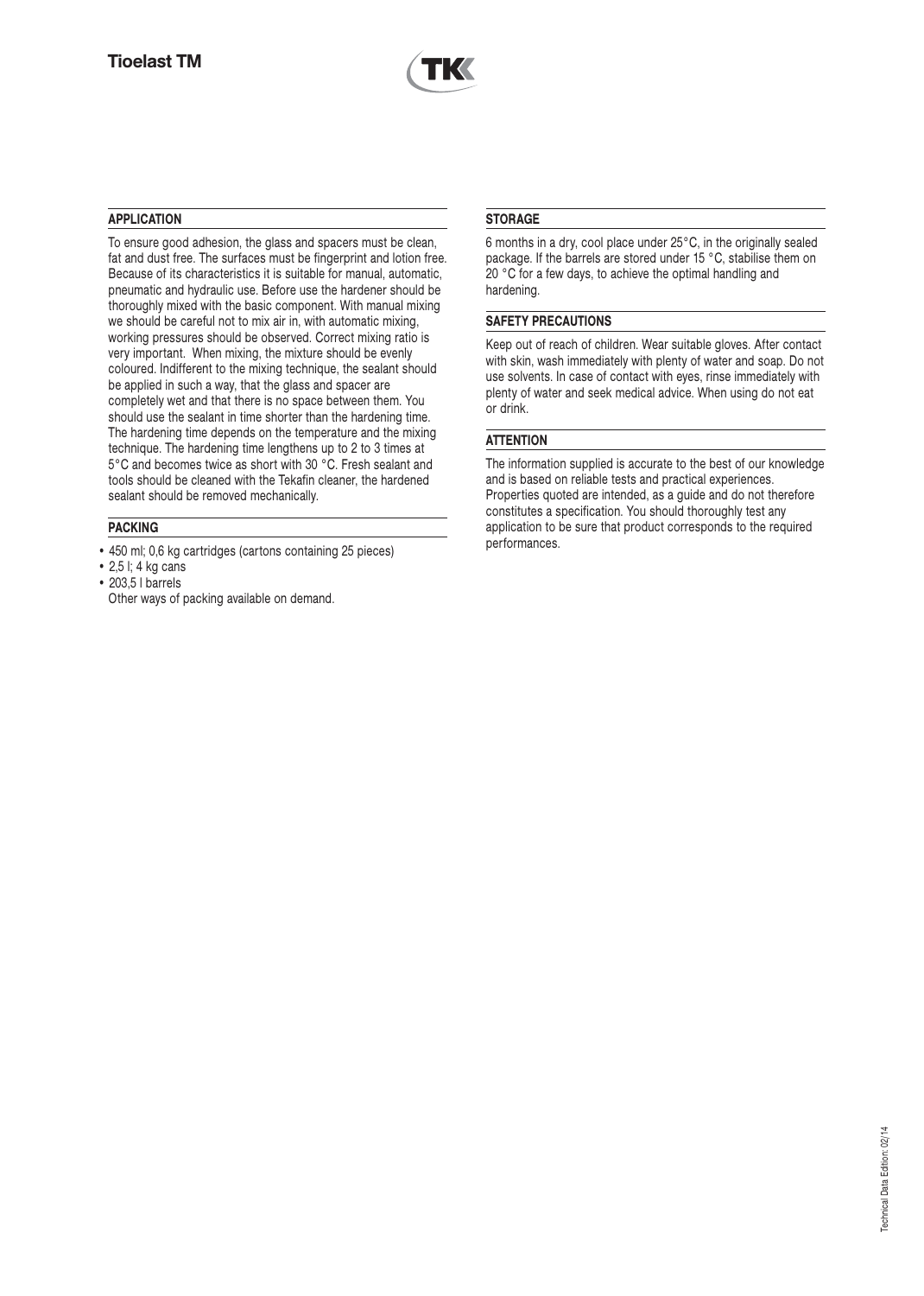## APPLICATION

To ensure good adhesion, the glass and spacers must be clean, fat and dust free. The surfaces must be fingerprint and lotion free. Because of its characteristics it is suitable for manual, automatic, pneumatic and hydraulic use. Before use the hardener should be thoroughly mixed with the basic component. With manual mixing we should be careful not to mix air in, with automatic mixing, working pressures should be observed. Correct mixing ratio is very important. When mixing, the mixture should be evenly coloured. Indifferent to the mixing technique, the sealant should be applied in such a way, that the glass and spacer are completely wet and that there is no space between them. You should use the sealant in time shorter than the hardening time. The hardening time depends on the temperature and the mixing technique. The hardening time lengthens up to 2 to 3 times at 5°C and becomes twice as short with 30 °C. Fresh sealant and tools should be cleaned with the Tekafin cleaner, the hardened sealant should be removed mechanically.

## PACKING

- 450 ml; 0,6 kg cartridges (cartons containing 25 pieces)
- 2,5 l; 4 kg cans
- 203,5 l barrels

Other ways of packing available on demand.

## STORAGE

6 months in a dry, cool place under 25°C, in the originally sealed package. If the barrels are stored under 15 °C, stabilise them on 20 °C for a few days, to achieve the optimal handling and hardening.

## SAFETY PRECAUTIONS

Keep out of reach of children. Wear suitable gloves. After contact with skin, wash immediately with plenty of water and soap. Do not use solvents. In case of contact with eyes, rinse immediately with plenty of water and seek medical advice. When using do not eat or drink.

## ATTENTION

The information supplied is accurate to the best of our knowledge and is based on reliable tests and practical experiences. Properties quoted are intended, as a guide and do not therefore constitutes a specification. You should thoroughly test any application to be sure that product corresponds to the required performances.